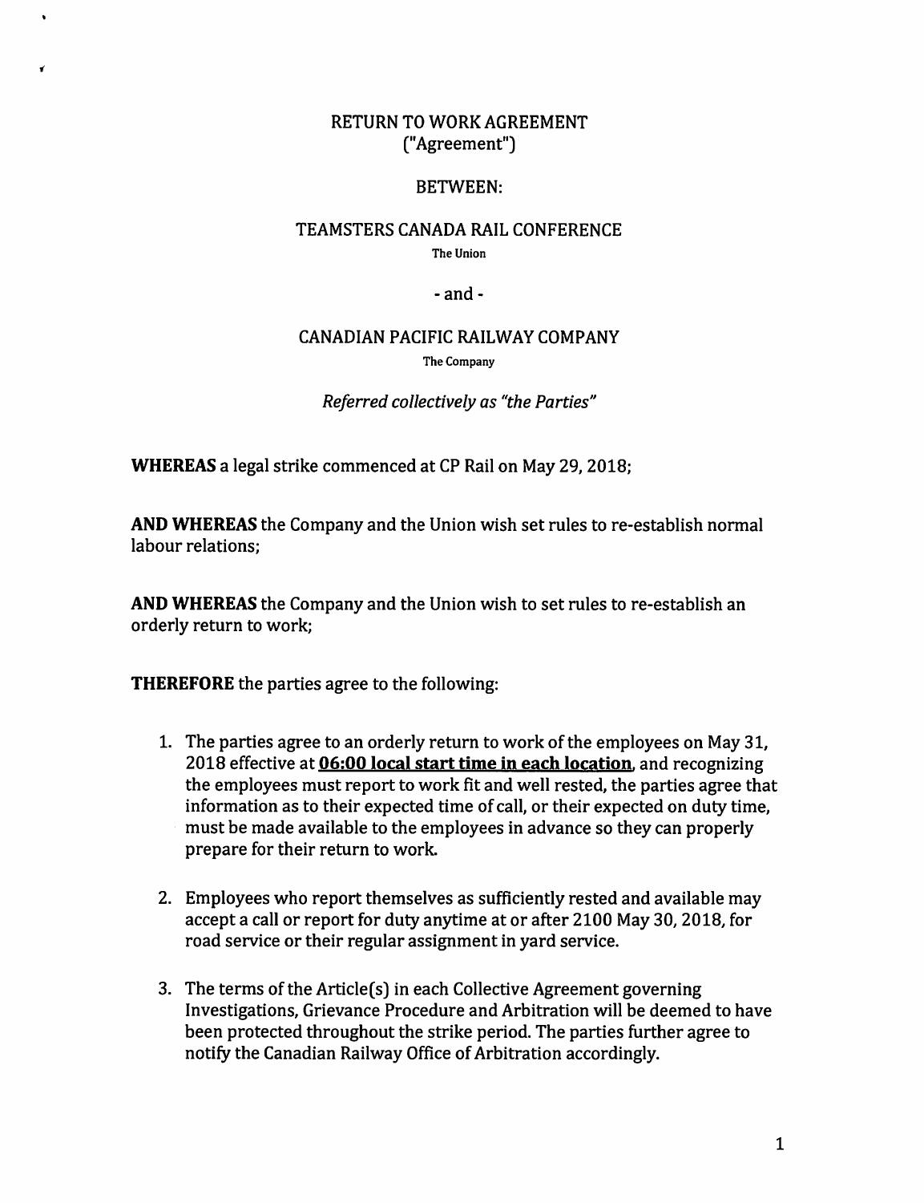# RETURN TO WORK AGREEMENT
("Agreement")

BETWEEN:

TEAMSTERS CANADA RAIL CONFERENCE
The Union

- and -

CANADIAN PACIFIC RAILWAY COMPANY
The Company

*Referred collectively as "the Parties"*

**WHEREAS** a legal strike commenced at CP Rail on May 29, 2018;

**AND WHEREAS** the Company and the Union wish set rules to re-establish normal labour relations;

**AND WHEREAS** the Company and the Union wish to set rules to re-establish an orderly return to work;

**THEREFORE** the parties agree to the following:

1. The parties agree to an orderly return to work of the employees on May 31, 2018 effective at **06:00 local start time in each location**, and recognizing the employees must report to work fit and well rested, the parties agree that information as to their expected time of call, or their expected on duty time, must be made available to the employees in advance so they can properly prepare for their return to work.

2. Employees who report themselves as sufficiently rested and available may accept a call or report for duty anytime at or after 2100 May 30, 2018, for road service or their regular assignment in yard service.

3. The terms of the Article(s) in each Collective Agreement governing Investigations, Grievance Procedure and Arbitration will be deemed to have been protected throughout the strike period. The parties further agree to notify the Canadian Railway Office of Arbitration accordingly.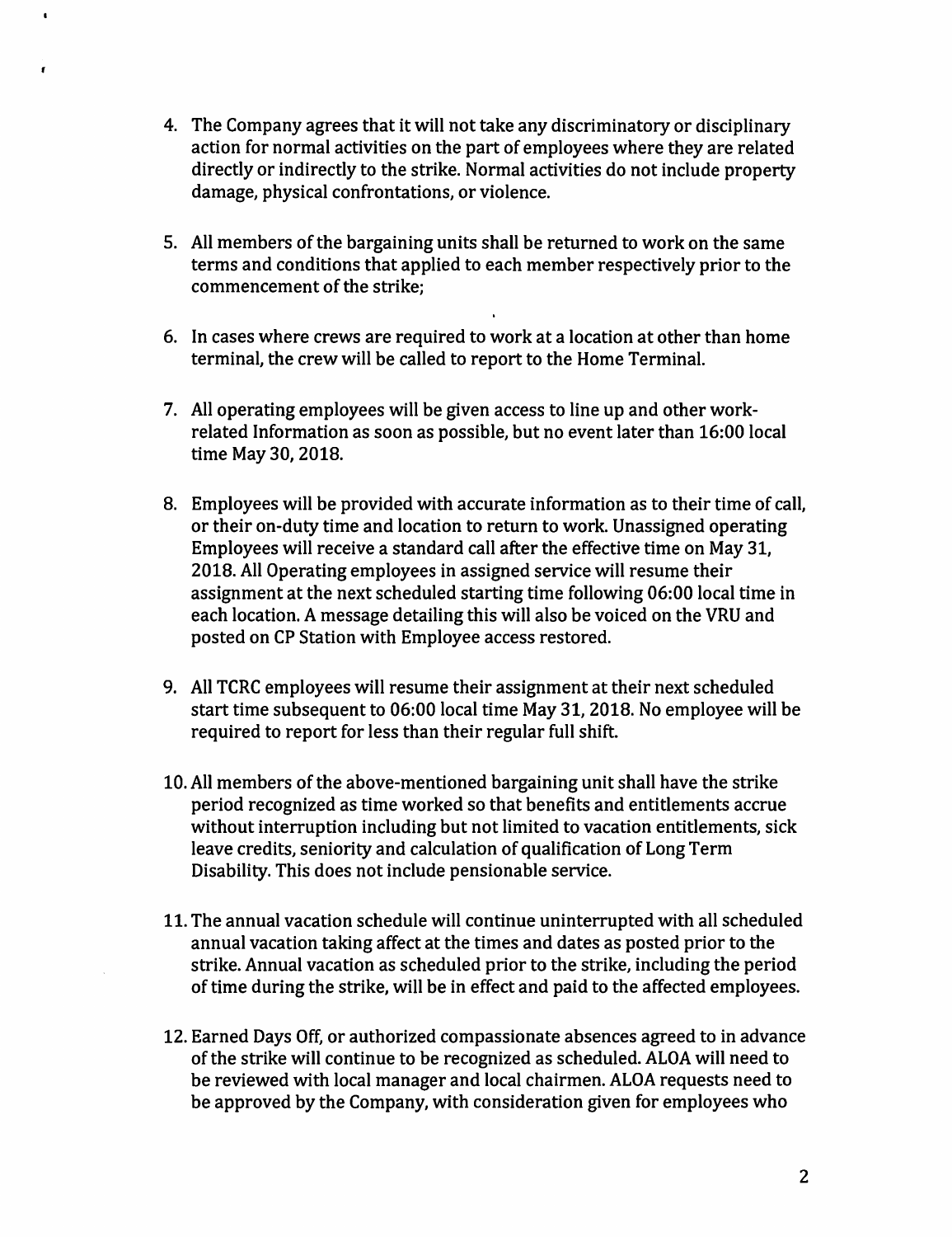4. The Company agrees that it will not take any discriminatory or disciplinary action for normal activities on the part of employees where they are related directly or indirectly to the strike. Normal activities do not include property damage, physical confrontations, or violence.

5. All members of the bargaining units shall be returned to work on the same terms and conditions that applied to each member respectively prior to the commencement of the strike;

6. In cases where crews are required to work at a location at other than home terminal, the crew will be called to report to the Home Terminal.

7. All operating employees will be given access to line up and other work-related Information as soon as possible, but no event later than 16:00 local time May 30, 2018.

8. Employees will be provided with accurate information as to their time of call, or their on-duty time and location to return to work. Unassigned operating Employees will receive a standard call after the effective time on May 31, 2018. All Operating employees in assigned service will resume their assignment at the next scheduled starting time following 06:00 local time in each location. A message detailing this will also be voiced on the VRU and posted on CP Station with Employee access restored.

9. All TCRC employees will resume their assignment at their next scheduled start time subsequent to 06:00 local time May 31, 2018. No employee will be required to report for less than their regular full shift.

10. All members of the above-mentioned bargaining unit shall have the strike period recognized as time worked so that benefits and entitlements accrue without interruption including but not limited to vacation entitlements, sick leave credits, seniority and calculation of qualification of Long Term Disability. This does not include pensionable service.

11. The annual vacation schedule will continue uninterrupted with all scheduled annual vacation taking affect at the times and dates as posted prior to the strike. Annual vacation as scheduled prior to the strike, including the period of time during the strike, will be in effect and paid to the affected employees.

12. Earned Days Off, or authorized compassionate absences agreed to in advance of the strike will continue to be recognized as scheduled. ALOA will need to be reviewed with local manager and local chairmen. ALOA requests need to be approved by the Company, with consideration given for employees who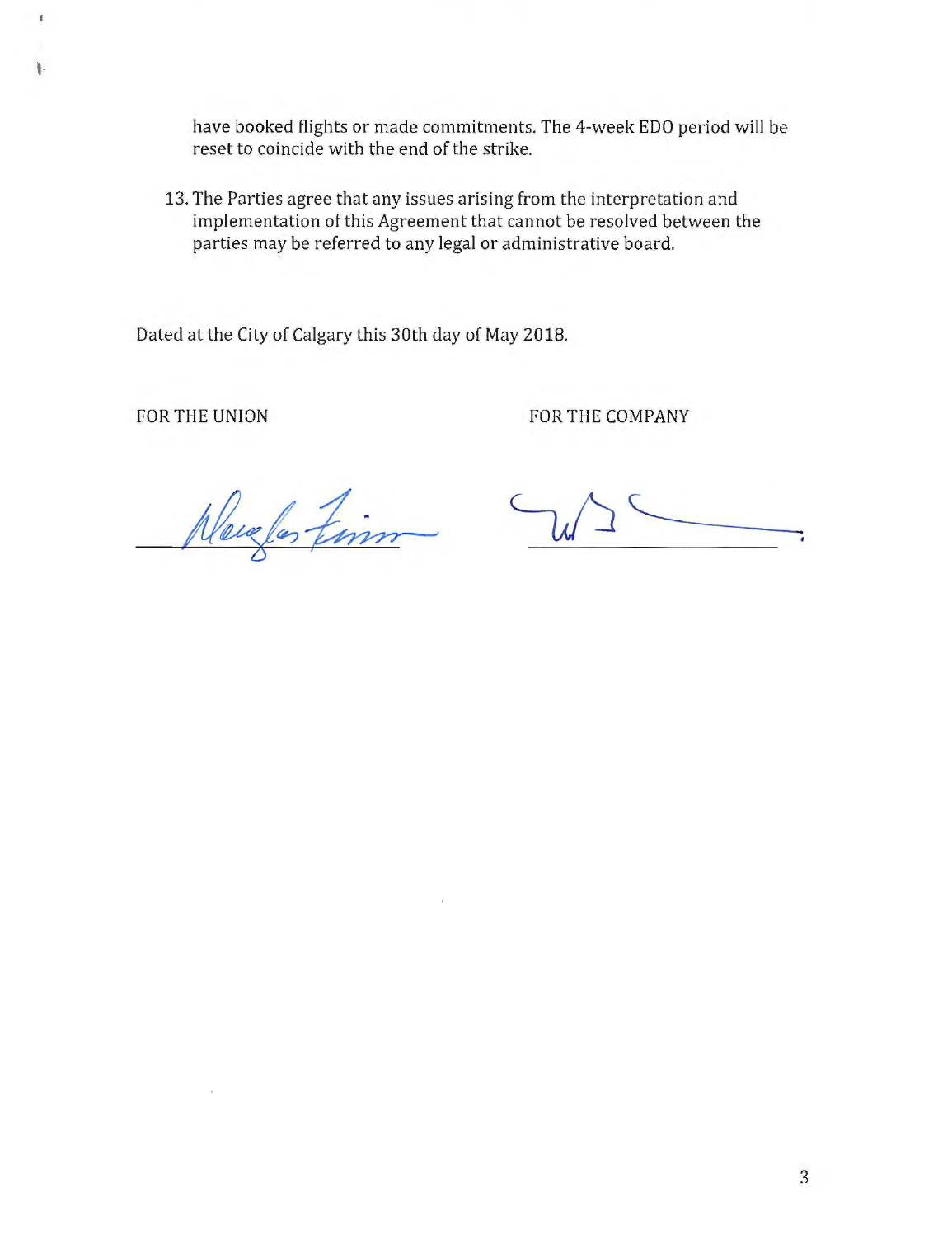have booked flights or made commitments. The 4-week EDO period will be reset to coincide with the end of the strike.

13. The Parties agree that any issues arising from the interpretation and implementation of this Agreement that cannot be resolved between the parties may be referred to any legal or administrative board.

Dated at the City of Calgary this 30th day of May 2018.

| FOR THE UNION | FOR THE COMPANY |
|---|---|
| [signature] | [signature] |